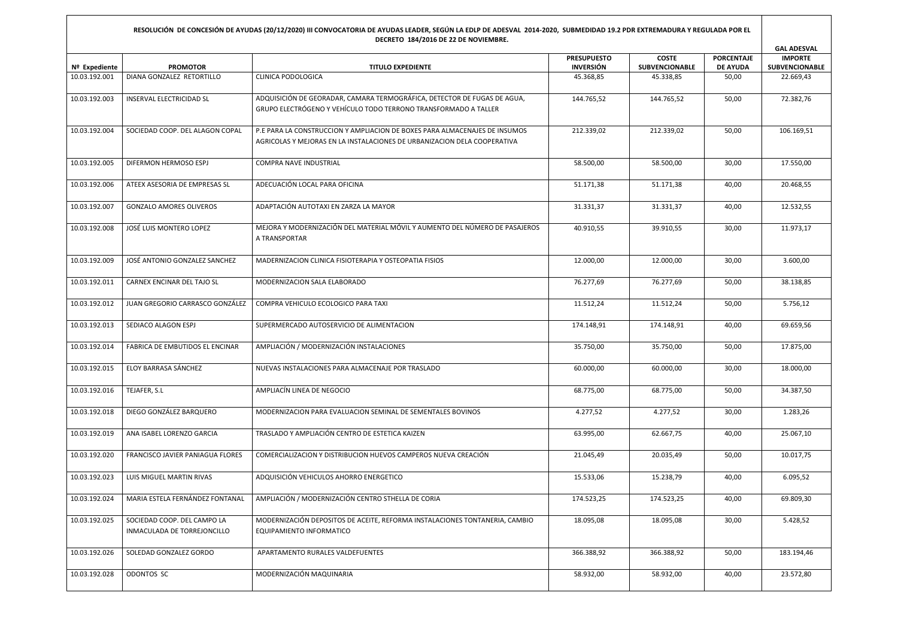**RESOLUCIÓN DE CONCESIÓN DE AYUDAS (20/12/2020) III CONVOCATORIA DE AYUDAS LEADER, SEGÚN LA EDLP DE ADESVAL 2014-2020, SUBMEDIDAD 19.2 PDR EXTREMADURA Y REGULADA POR EL DECRETO 184/2016 DE 22 DE NOVIEMBRE.**

| Nº Expediente | PROMOTOR | TITULO EXPEDIENTE | PRESUPUESTO INVERSIÓN | COSTE SUBVENCIONABLE | PORCENTAJE DE AYUDA | GAL ADESVAL IMPORTE SUBVENCIONABLE |
|---|---|---|---|---|---|---|
| 10.03.192.001 | DIANA GONZALEZ RETORTILLO | CLINICA PODOLOGICA | 45.368,85 | 45.338,85 | 50,00 | 22.669,43 |
| 10.03.192.003 | INSERVAL ELECTRICIDAD SL | ADQUISICIÓN DE GEORADAR, CAMARA TERMOGRÁFICA, DETECTOR DE FUGAS DE AGUA, GRUPO ELECTRÓGENO Y VEHÍCULO TODO TERRONO TRANSFORMADO A TALLER | 144.765,52 | 144.765,52 | 50,00 | 72.382,76 |
| 10.03.192.004 | SOCIEDAD COOP. DEL ALAGON COPAL | P.E PARA LA CONSTRUCCION Y AMPLIACION DE BOXES PARA ALMACENAJES DE INSUMOS AGRICOLAS Y MEJORAS EN LA INSTALACIONES DE URBANIZACION DELA COOPERATIVA | 212.339,02 | 212.339,02 | 50,00 | 106.169,51 |
| 10.03.192.005 | DIFERMON HERMOSO ESPJ | COMPRA NAVE INDUSTRIAL | 58.500,00 | 58.500,00 | 30,00 | 17.550,00 |
| 10.03.192.006 | ATEEX ASESORIA DE EMPRESAS SL | ADECUACIÓN LOCAL PARA OFICINA | 51.171,38 | 51.171,38 | 40,00 | 20.468,55 |
| 10.03.192.007 | GONZALO AMORES OLIVEROS | ADAPTACIÓN AUTOTAXI EN ZARZA LA MAYOR | 31.331,37 | 31.331,37 | 40,00 | 12.532,55 |
| 10.03.192.008 | JOSÉ LUIS MONTERO LOPEZ | MEJORA Y MODERNIZACIÓN DEL MATERIAL MÓVIL Y AUMENTO DEL NÚMERO DE PASAJEROS A TRANSPORTAR | 40.910,55 | 39.910,55 | 30,00 | 11.973,17 |
| 10.03.192.009 | JOSÉ ANTONIO GONZALEZ SANCHEZ | MADERNIZACION CLINICA FISIOTERAPIA Y OSTEOPATIA FISIOS | 12.000,00 | 12.000,00 | 30,00 | 3.600,00 |
| 10.03.192.011 | CARNEX ENCINAR DEL TAJO SL | MODERNIZACION SALA ELABORADO | 76.277,69 | 76.277,69 | 50,00 | 38.138,85 |
| 10.03.192.012 | JUAN GREGORIO CARRASCO GONZÁLEZ | COMPRA VEHICULO ECOLOGICO PARA TAXI | 11.512,24 | 11.512,24 | 50,00 | 5.756,12 |
| 10.03.192.013 | SEDIACO ALAGON ESPJ | SUPERMERCADO AUTOSERVICIO DE ALIMENTACION | 174.148,91 | 174.148,91 | 40,00 | 69.659,56 |
| 10.03.192.014 | FABRICA DE EMBUTIDOS EL ENCINAR | AMPLIACIÓN / MODERNIZACIÓN INSTALACIONES | 35.750,00 | 35.750,00 | 50,00 | 17.875,00 |
| 10.03.192.015 | ELOY BARRASA SÁNCHEZ | NUEVAS INSTALACIONES PARA ALMACENAJE POR TRASLADO | 60.000,00 | 60.000,00 | 30,00 | 18.000,00 |
| 10.03.192.016 | TEJAFER, S.L | AMPLIACÍN LINEA DE NEGOCIO | 68.775,00 | 68.775,00 | 50,00 | 34.387,50 |
| 10.03.192.018 | DIEGO GONZÁLEZ BARQUERO | MODERNIZACION PARA EVALUACION SEMINAL DE SEMENTALES BOVINOS | 4.277,52 | 4.277,52 | 30,00 | 1.283,26 |
| 10.03.192.019 | ANA ISABEL LORENZO GARCIA | TRASLADO Y AMPLIACIÓN CENTRO DE ESTETICA KAIZEN | 63.995,00 | 62.667,75 | 40,00 | 25.067,10 |
| 10.03.192.020 | FRANCISCO JAVIER PANIAGUA FLORES | COMERCIALIZACION Y DISTRIBUCION HUEVOS CAMPEROS NUEVA CREACIÓN | 21.045,49 | 20.035,49 | 50,00 | 10.017,75 |
| 10.03.192.023 | LUIS MIGUEL MARTIN RIVAS | ADQUISICIÓN VEHICULOS AHORRO ENERGETICO | 15.533,06 | 15.238,79 | 40,00 | 6.095,52 |
| 10.03.192.024 | MARIA ESTELA FERNÁNDEZ FONTANAL | AMPLIACIÓN / MODERNIZACIÓN CENTRO STHELLA DE CORIA | 174.523,25 | 174.523,25 | 40,00 | 69.809,30 |
| 10.03.192.025 | SOCIEDAD COOP. DEL CAMPO LA INMACULADA DE TORREJONCILLO | MODERNIZACIÓN DEPOSITOS DE ACEITE, REFORMA INSTALACIONES TONTANERIA, CAMBIO EQUIPAMIENTO INFORMATICO | 18.095,08 | 18.095,08 | 30,00 | 5.428,52 |
| 10.03.192.026 | SOLEDAD GONZALEZ GORDO | APARTAMENTO RURALES VALDEFUENTES | 366.388,92 | 366.388,92 | 50,00 | 183.194,46 |
| 10.03.192.028 | ODONTOS SC | MODERNIZACIÓN MAQUINARIA | 58.932,00 | 58.932,00 | 40,00 | 23.572,80 |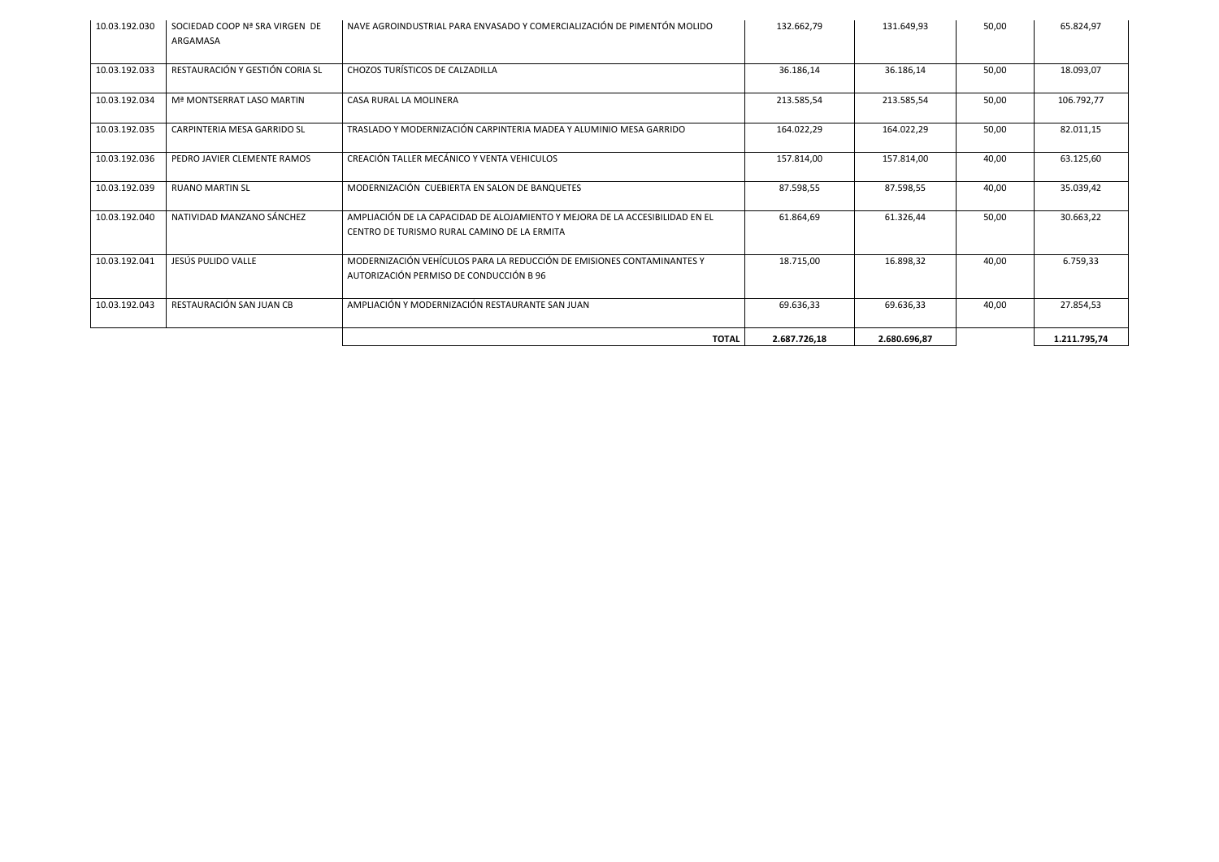| | | | | | | |
|---|---|---|---|---|---|---|
| 10.03.192.030 | SOCIEDAD COOP Nª SRA VIRGEN DE ARGAMASA | NAVE AGROINDUSTRIAL PARA ENVASADO Y COMERCIALIZACIÓN DE PIMENTÓN MOLIDO | 132.662,79 | 131.649,93 | 50,00 | 65.824,97 |
| 10.03.192.033 | RESTAURACIÓN Y GESTIÓN CORIA SL | CHOZOS TURÍSTICOS DE CALZADILLA | 36.186,14 | 36.186,14 | 50,00 | 18.093,07 |
| 10.03.192.034 | Mª MONTSERRAT LASO MARTIN | CASA RURAL LA MOLINERA | 213.585,54 | 213.585,54 | 50,00 | 106.792,77 |
| 10.03.192.035 | CARPINTERIA MESA GARRIDO SL | TRASLADO Y MODERNIZACIÓN CARPINTERIA MADEA Y ALUMINIO MESA GARRIDO | 164.022,29 | 164.022,29 | 50,00 | 82.011,15 |
| 10.03.192.036 | PEDRO JAVIER CLEMENTE RAMOS | CREACIÓN TALLER MECÁNICO Y VENTA VEHICULOS | 157.814,00 | 157.814,00 | 40,00 | 63.125,60 |
| 10.03.192.039 | RUANO MARTIN SL | MODERNIZACIÓN CUEBIERTA EN SALON DE BANQUETES | 87.598,55 | 87.598,55 | 40,00 | 35.039,42 |
| 10.03.192.040 | NATIVIDAD MANZANO SÁNCHEZ | AMPLIACIÓN DE LA CAPACIDAD DE ALOJAMIENTO Y MEJORA DE LA ACCESIBILIDAD EN EL CENTRO DE TURISMO RURAL CAMINO DE LA ERMITA | 61.864,69 | 61.326,44 | 50,00 | 30.663,22 |
| 10.03.192.041 | JESÚS PULIDO VALLE | MODERNIZACIÓN VEHÍCULOS PARA LA REDUCCIÓN DE EMISIONES CONTAMINANTES Y AUTORIZACIÓN PERMISO DE CONDUCCIÓN B 96 | 18.715,00 | 16.898,32 | 40,00 | 6.759,33 |
| 10.03.192.043 | RESTAURACIÓN SAN JUAN CB | AMPLIACIÓN Y MODERNIZACIÓN RESTAURANTE SAN JUAN | 69.636,33 | 69.636,33 | 40,00 | 27.854,53 |
| | | **TOTAL** | **2.687.726,18** | **2.680.696,87** | | **1.211.795,74** |